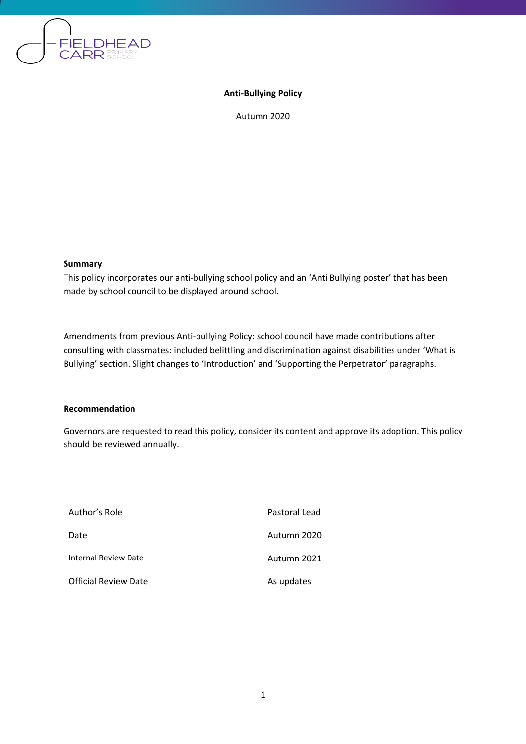FIELDHEAD CARR PRIMARY SCHOOL

# Anti-Bullying Policy

Autumn 2020

**Summary**

This policy incorporates our anti-bullying school policy and an 'Anti Bullying poster' that has been made by school council to be displayed around school.

Amendments from previous Anti-bullying Policy: school council have made contributions after consulting with classmates: included belittling and discrimination against disabilities under 'What is Bullying' section. Slight changes to 'Introduction' and 'Supporting the Perpetrator' paragraphs.

**Recommendation**

Governors are requested to read this policy, consider its content and approve its adoption. This policy should be reviewed annually.

| Author's Role | Pastoral Lead |
|---|---|
| Date | Autumn 2020 |
| Internal Review Date | Autumn 2021 |
| Official Review Date | As updates |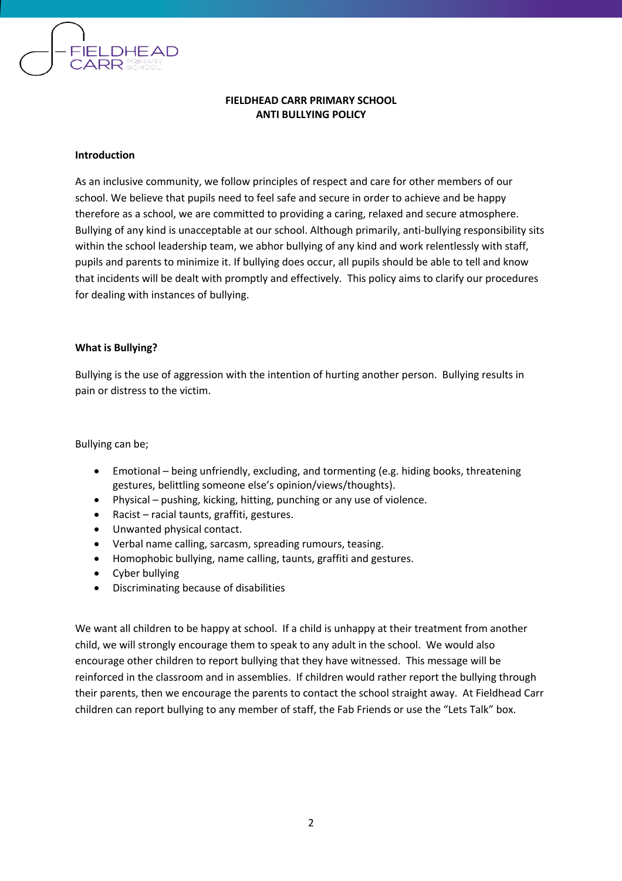**FIELDHEAD CARR PRIMARY SCHOOL**
**ANTI BULLYING POLICY**

**Introduction**

As an inclusive community, we follow principles of respect and care for other members of our school. We believe that pupils need to feel safe and secure in order to achieve and be happy therefore as a school, we are committed to providing a caring, relaxed and secure atmosphere. Bullying of any kind is unacceptable at our school. Although primarily, anti-bullying responsibility sits within the school leadership team, we abhor bullying of any kind and work relentlessly with staff, pupils and parents to minimize it. If bullying does occur, all pupils should be able to tell and know that incidents will be dealt with promptly and effectively. This policy aims to clarify our procedures for dealing with instances of bullying.

**What is Bullying?**

Bullying is the use of aggression with the intention of hurting another person. Bullying results in pain or distress to the victim.

Bullying can be;

- Emotional – being unfriendly, excluding, and tormenting (e.g. hiding books, threatening gestures, belittling someone else's opinion/views/thoughts).
- Physical – pushing, kicking, hitting, punching or any use of violence.
- Racist – racial taunts, graffiti, gestures.
- Unwanted physical contact.
- Verbal name calling, sarcasm, spreading rumours, teasing.
- Homophobic bullying, name calling, taunts, graffiti and gestures.
- Cyber bullying
- Discriminating because of disabilities

We want all children to be happy at school. If a child is unhappy at their treatment from another child, we will strongly encourage them to speak to any adult in the school. We would also encourage other children to report bullying that they have witnessed. This message will be reinforced in the classroom and in assemblies. If children would rather report the bullying through their parents, then we encourage the parents to contact the school straight away. At Fieldhead Carr children can report bullying to any member of staff, the Fab Friends or use the "Lets Talk" box.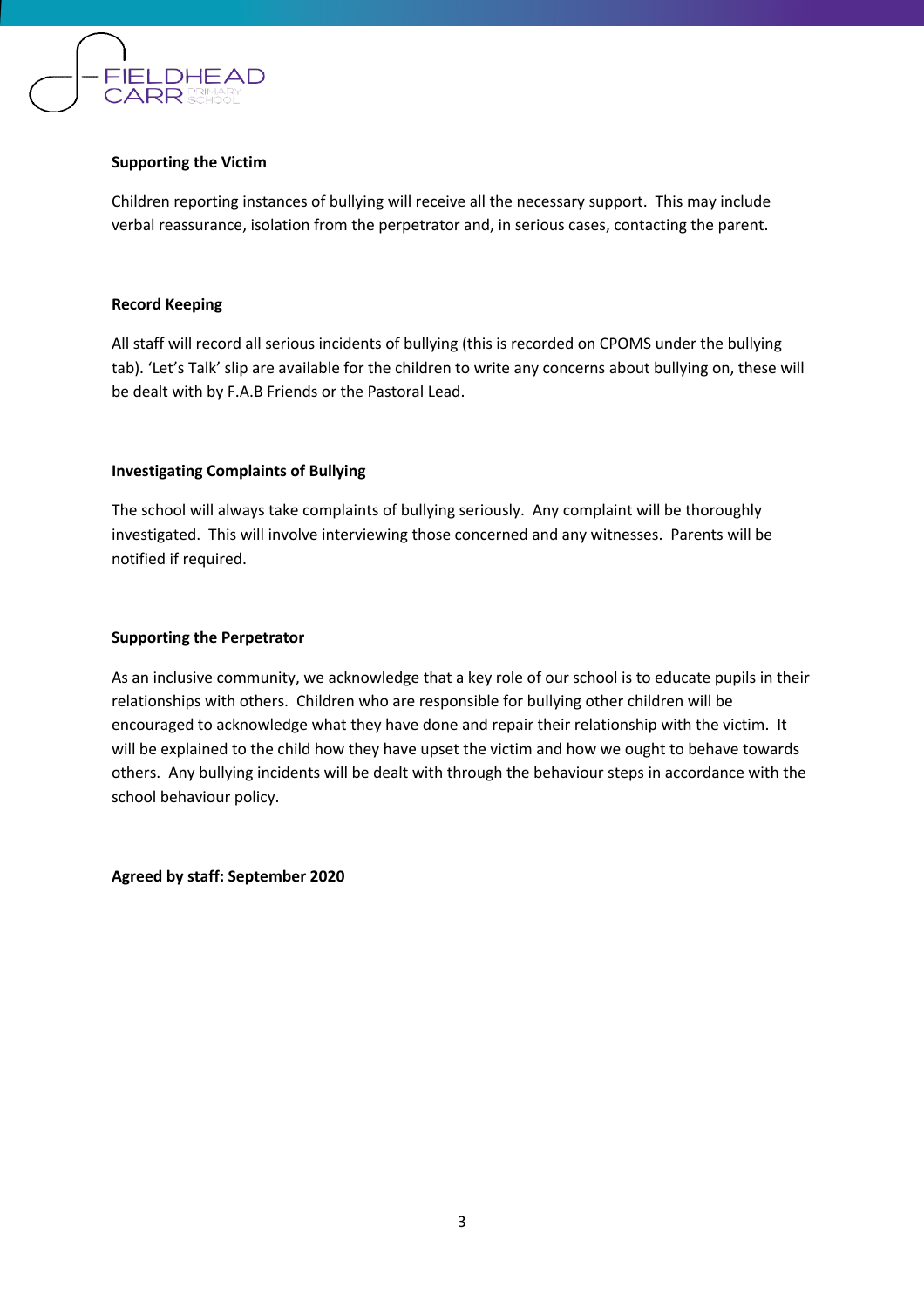**Supporting the Victim**

Children reporting instances of bullying will receive all the necessary support. This may include verbal reassurance, isolation from the perpetrator and, in serious cases, contacting the parent.

**Record Keeping**

All staff will record all serious incidents of bullying (this is recorded on CPOMS under the bullying tab). 'Let's Talk' slip are available for the children to write any concerns about bullying on, these will be dealt with by F.A.B Friends or the Pastoral Lead.

**Investigating Complaints of Bullying**

The school will always take complaints of bullying seriously. Any complaint will be thoroughly investigated. This will involve interviewing those concerned and any witnesses. Parents will be notified if required.

**Supporting the Perpetrator**

As an inclusive community, we acknowledge that a key role of our school is to educate pupils in their relationships with others. Children who are responsible for bullying other children will be encouraged to acknowledge what they have done and repair their relationship with the victim. It will be explained to the child how they have upset the victim and how we ought to behave towards others. Any bullying incidents will be dealt with through the behaviour steps in accordance with the school behaviour policy.

**Agreed by staff: September 2020**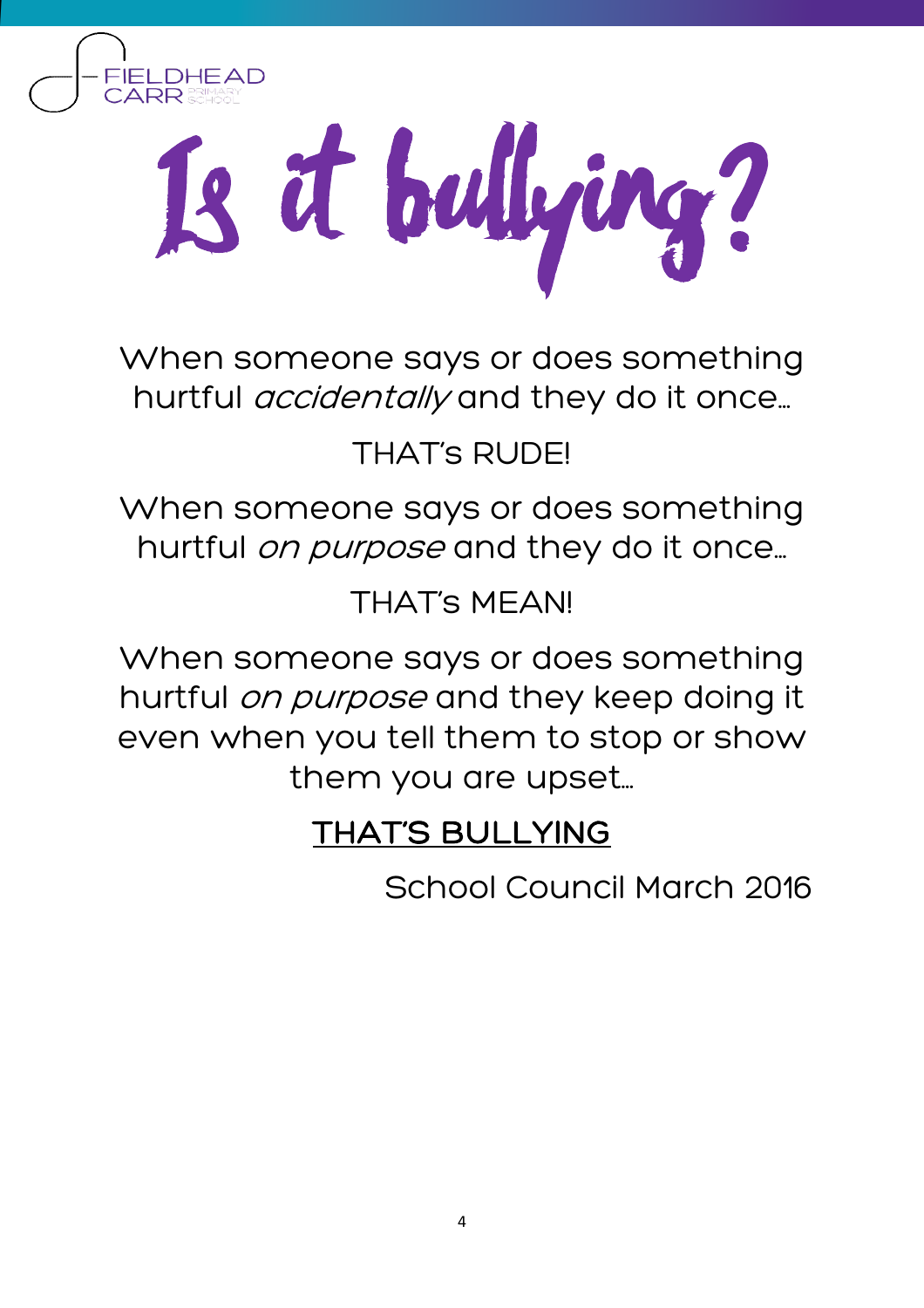# Is it bullying?

When someone says or does something hurtful *accidentally* and they do it once…

THAT's RUDE!

When someone says or does something hurtful *on purpose* and they do it once…

THAT's MEAN!

When someone says or does something hurtful *on purpose* and they keep doing it even when you tell them to stop or show them you are upset…

**THAT'S BULLYING**

School Council March 2016